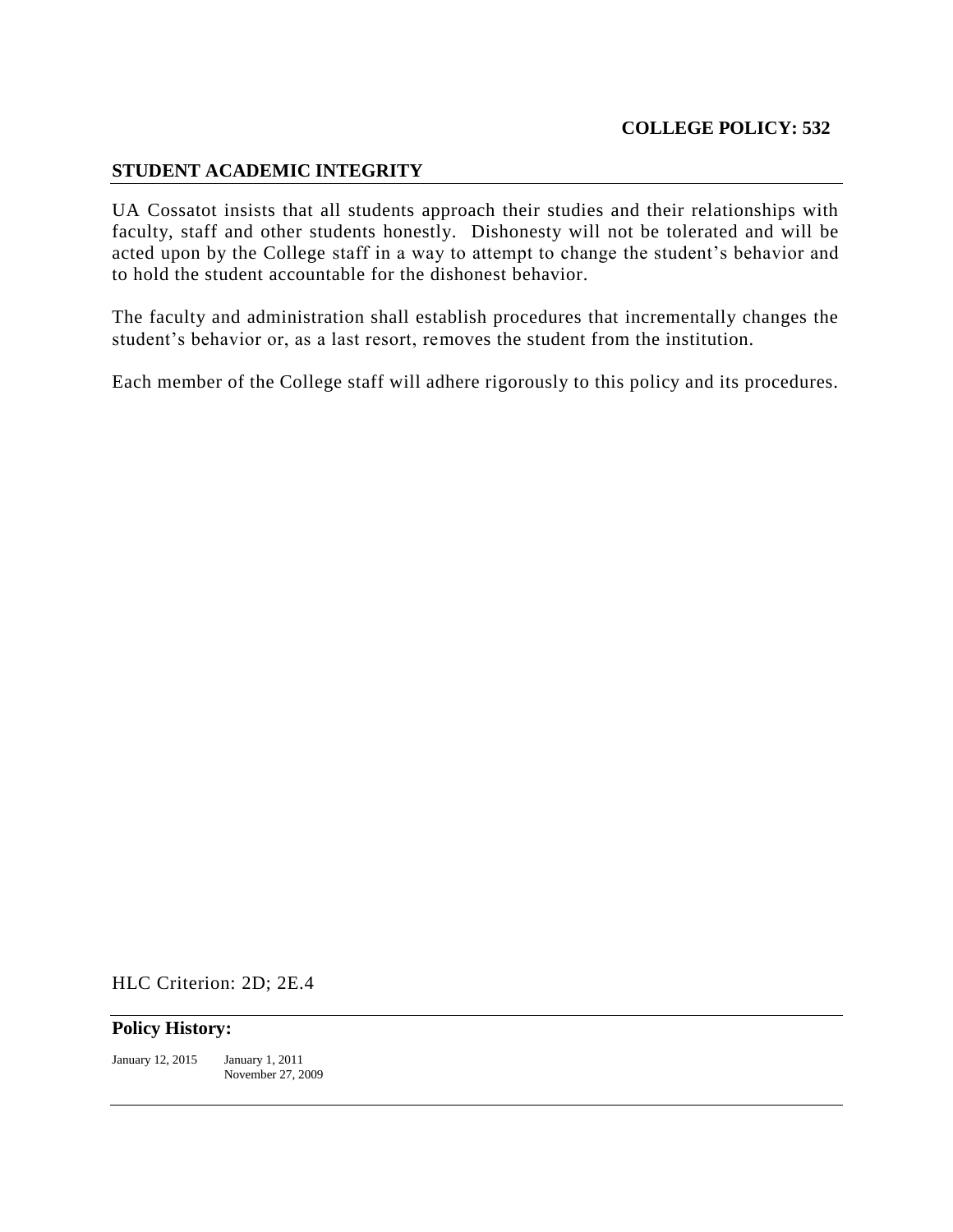**COLLEGE POLICY: 532**

## STUDENT ACADEMIC INTEGRITY

UA Cossatot insists that all students approach their studies and their relationships with faculty, staff and other students honestly. Dishonesty will not be tolerated and will be acted upon by the College staff in a way to attempt to change the student's behavior and to hold the student accountable for the dishonest behavior.

The faculty and administration shall establish procedures that incrementally changes the student's behavior or, as a last resort, removes the student from the institution.

Each member of the College staff will adhere rigorously to this policy and its procedures.

HLC Criterion: 2D; 2E.4

**Policy History:**

January 12, 2015 January 1, 2011
November 27, 2009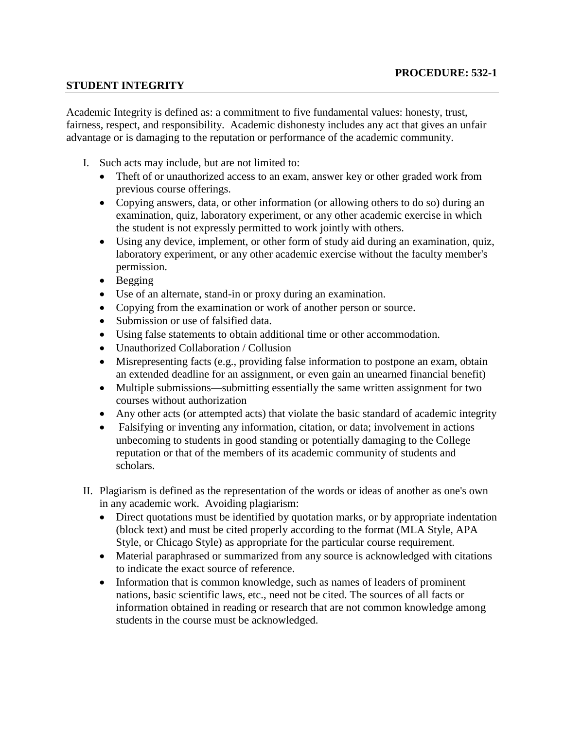**PROCEDURE: 532-1**

## STUDENT INTEGRITY

Academic Integrity is defined as: a commitment to five fundamental values: honesty, trust, fairness, respect, and responsibility. Academic dishonesty includes any act that gives an unfair advantage or is damaging to the reputation or performance of the academic community.

I. Such acts may include, but are not limited to:
   - Theft of or unauthorized access to an exam, answer key or other graded work from previous course offerings.
   - Copying answers, data, or other information (or allowing others to do so) during an examination, quiz, laboratory experiment, or any other academic exercise in which the student is not expressly permitted to work jointly with others.
   - Using any device, implement, or other form of study aid during an examination, quiz, laboratory experiment, or any other academic exercise without the faculty member's permission.
   - Begging
   - Use of an alternate, stand-in or proxy during an examination.
   - Copying from the examination or work of another person or source.
   - Submission or use of falsified data.
   - Using false statements to obtain additional time or other accommodation.
   - Unauthorized Collaboration / Collusion
   - Misrepresenting facts (e.g., providing false information to postpone an exam, obtain an extended deadline for an assignment, or even gain an unearned financial benefit)
   - Multiple submissions—submitting essentially the same written assignment for two courses without authorization
   - Any other acts (or attempted acts) that violate the basic standard of academic integrity
   - Falsifying or inventing any information, citation, or data; involvement in actions unbecoming to students in good standing or potentially damaging to the College reputation or that of the members of its academic community of students and scholars.

II. Plagiarism is defined as the representation of the words or ideas of another as one's own in any academic work. Avoiding plagiarism:
   - Direct quotations must be identified by quotation marks, or by appropriate indentation (block text) and must be cited properly according to the format (MLA Style, APA Style, or Chicago Style) as appropriate for the particular course requirement.
   - Material paraphrased or summarized from any source is acknowledged with citations to indicate the exact source of reference.
   - Information that is common knowledge, such as names of leaders of prominent nations, basic scientific laws, etc., need not be cited. The sources of all facts or information obtained in reading or research that are not common knowledge among students in the course must be acknowledged.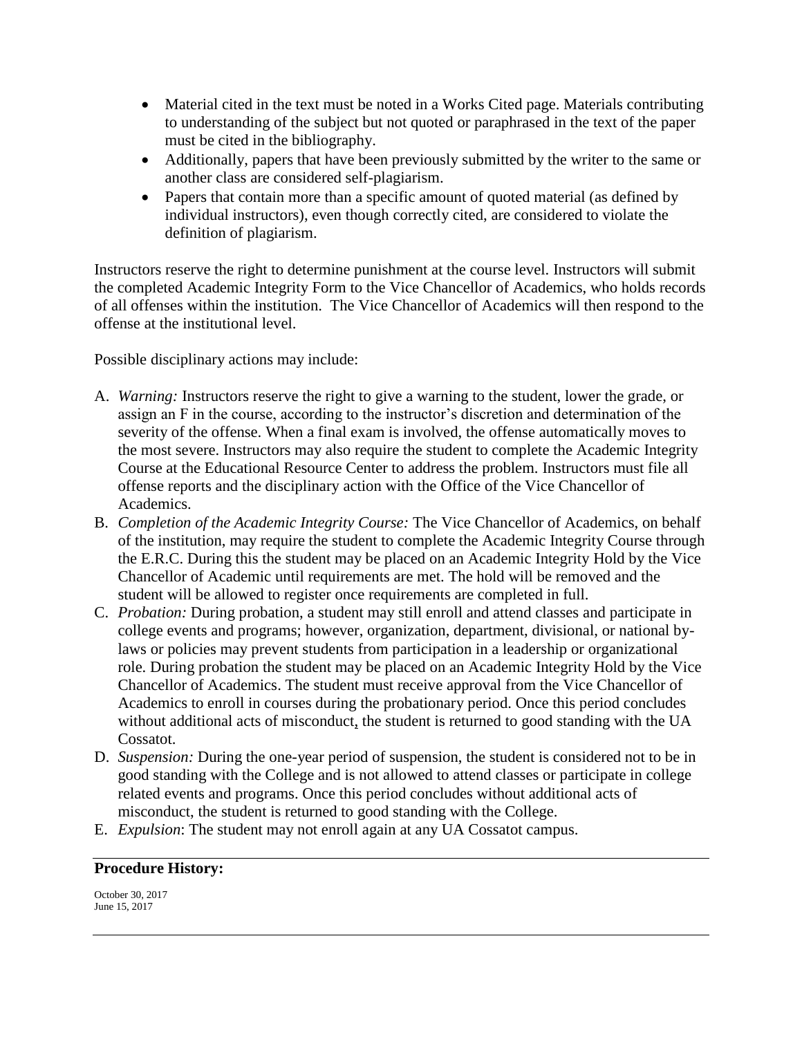- Material cited in the text must be noted in a Works Cited page. Materials contributing to understanding of the subject but not quoted or paraphrased in the text of the paper must be cited in the bibliography.
- Additionally, papers that have been previously submitted by the writer to the same or another class are considered self-plagiarism.
- Papers that contain more than a specific amount of quoted material (as defined by individual instructors), even though correctly cited, are considered to violate the definition of plagiarism.

Instructors reserve the right to determine punishment at the course level. Instructors will submit the completed Academic Integrity Form to the Vice Chancellor of Academics, who holds records of all offenses within the institution. The Vice Chancellor of Academics will then respond to the offense at the institutional level.

Possible disciplinary actions may include:

A. *Warning:* Instructors reserve the right to give a warning to the student, lower the grade, or assign an F in the course, according to the instructor's discretion and determination of the severity of the offense. When a final exam is involved, the offense automatically moves to the most severe. Instructors may also require the student to complete the Academic Integrity Course at the Educational Resource Center to address the problem. Instructors must file all offense reports and the disciplinary action with the Office of the Vice Chancellor of Academics.
B. *Completion of the Academic Integrity Course:* The Vice Chancellor of Academics, on behalf of the institution, may require the student to complete the Academic Integrity Course through the E.R.C. During this the student may be placed on an Academic Integrity Hold by the Vice Chancellor of Academic until requirements are met. The hold will be removed and the student will be allowed to register once requirements are completed in full.
C. *Probation:* During probation, a student may still enroll and attend classes and participate in college events and programs; however, organization, department, divisional, or national by-laws or policies may prevent students from participation in a leadership or organizational role. During probation the student may be placed on an Academic Integrity Hold by the Vice Chancellor of Academics. The student must receive approval from the Vice Chancellor of Academics to enroll in courses during the probationary period. Once this period concludes without additional acts of misconduct, the student is returned to good standing with the UA Cossatot.
D. *Suspension:* During the one-year period of suspension, the student is considered not to be in good standing with the College and is not allowed to attend classes or participate in college related events and programs. Once this period concludes without additional acts of misconduct, the student is returned to good standing with the College.
E. *Expulsion*: The student may not enroll again at any UA Cossatot campus.

**Procedure History:**

October 30, 2017
June 15, 2017